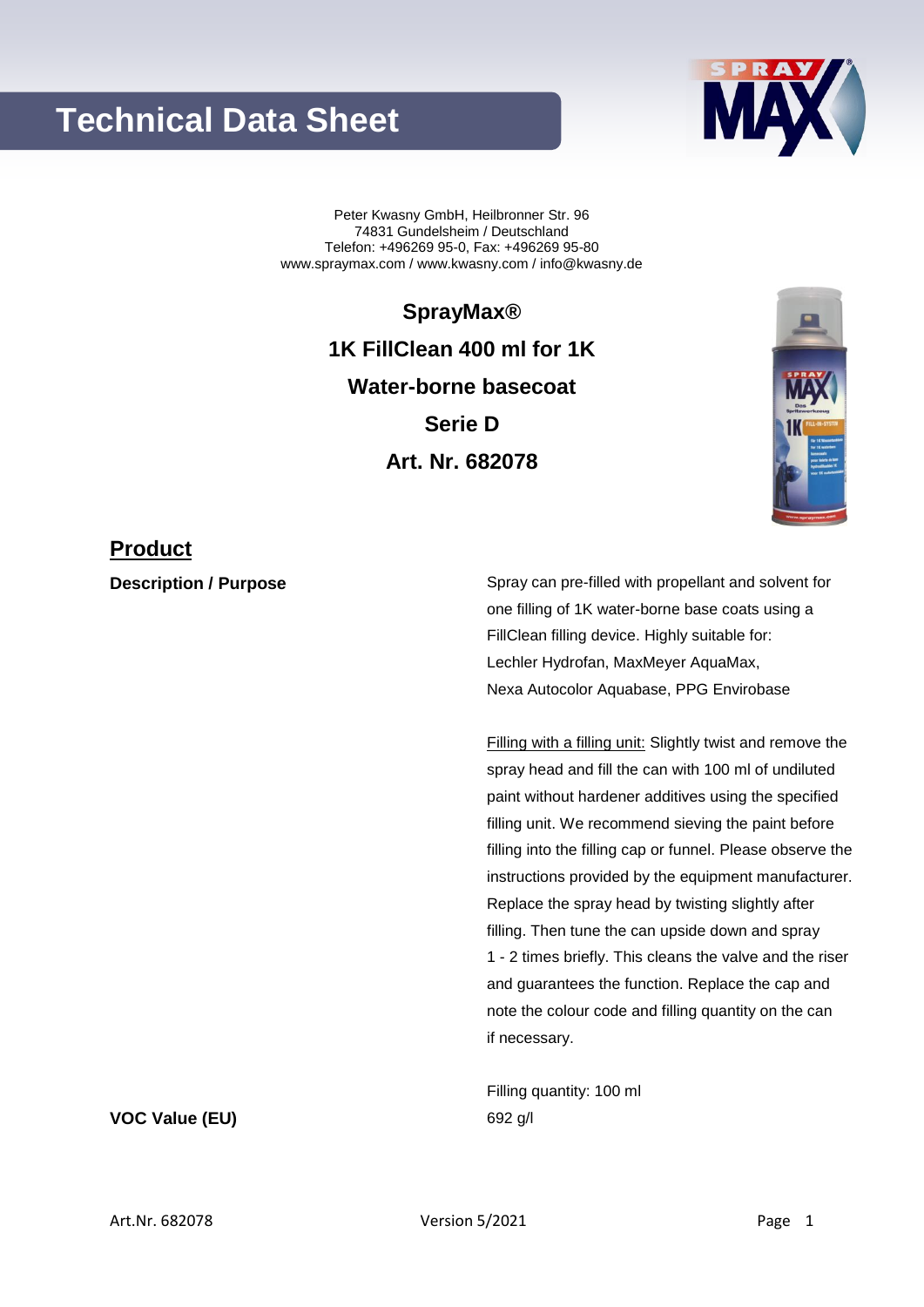# Technical Data Sheet

Peter Kwasny GmbH, Heilbronner Str. 96
74831 Gundelsheim / Deutschland
Telefon: +496269 95-0, Fax: +496269 95-80
www.spraymax.com / www.kwasny.com / info@kwasny.de

**SprayMax®**

**1K FillClean 400 ml for 1K**

**Water-borne basecoat**

**Serie D**

**Art. Nr. 682078**

## Product

**Description / Purpose**

Spray can pre-filled with propellant and solvent for one filling of 1K water-borne base coats using a FillClean filling device. Highly suitable for: Lechler Hydrofan, MaxMeyer AquaMax, Nexa Autocolor Aquabase, PPG Envirobase

Filling with a filling unit: Slightly twist and remove the spray head and fill the can with 100 ml of undiluted paint without hardener additives using the specified filling unit. We recommend sieving the paint before filling into the filling cap or funnel. Please observe the instructions provided by the equipment manufacturer. Replace the spray head by twisting slightly after filling. Then tune the can upside down and spray 1 - 2 times briefly. This cleans the valve and the riser and guarantees the function. Replace the cap and note the colour code and filling quantity on the can if necessary.

Filling quantity: 100 ml

**VOC Value (EU)**

692 g/l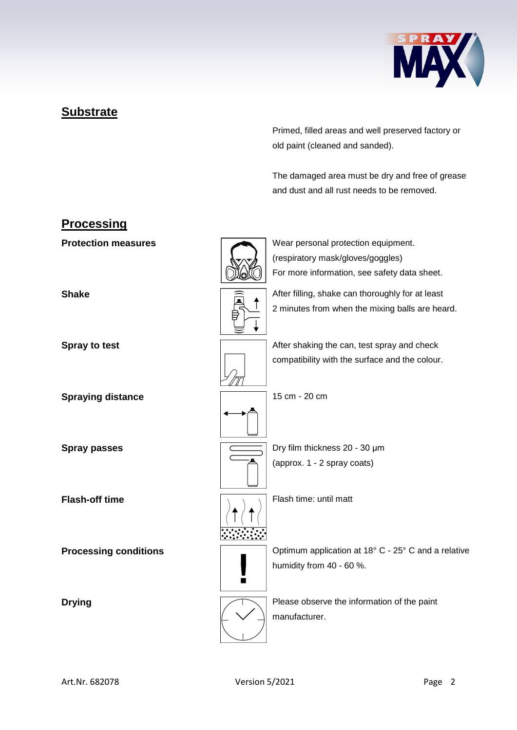## Substrate

Primed, filled areas and well preserved factory or old paint (cleaned and sanded).

The damaged area must be dry and free of grease and dust and all rust needs to be removed.

## Processing

**Protection measures**

Wear personal protection equipment.
(respiratory mask/gloves/goggles)
For more information, see safety data sheet.

**Shake**

After filling, shake can thoroughly for at least 2 minutes from when the mixing balls are heard.

**Spray to test**

After shaking the can, test spray and check compatibility with the surface and the colour.

**Spraying distance**

15 cm - 20 cm

**Spray passes**

Dry film thickness 20 - 30 µm
(approx. 1 - 2 spray coats)

**Flash-off time**

Flash time: until matt

**Processing conditions**

Optimum application at 18° C - 25° C and a relative humidity from 40 - 60 %.

**Drying**

Please observe the information of the paint manufacturer.

Art.Nr. 682078 Version 5/2021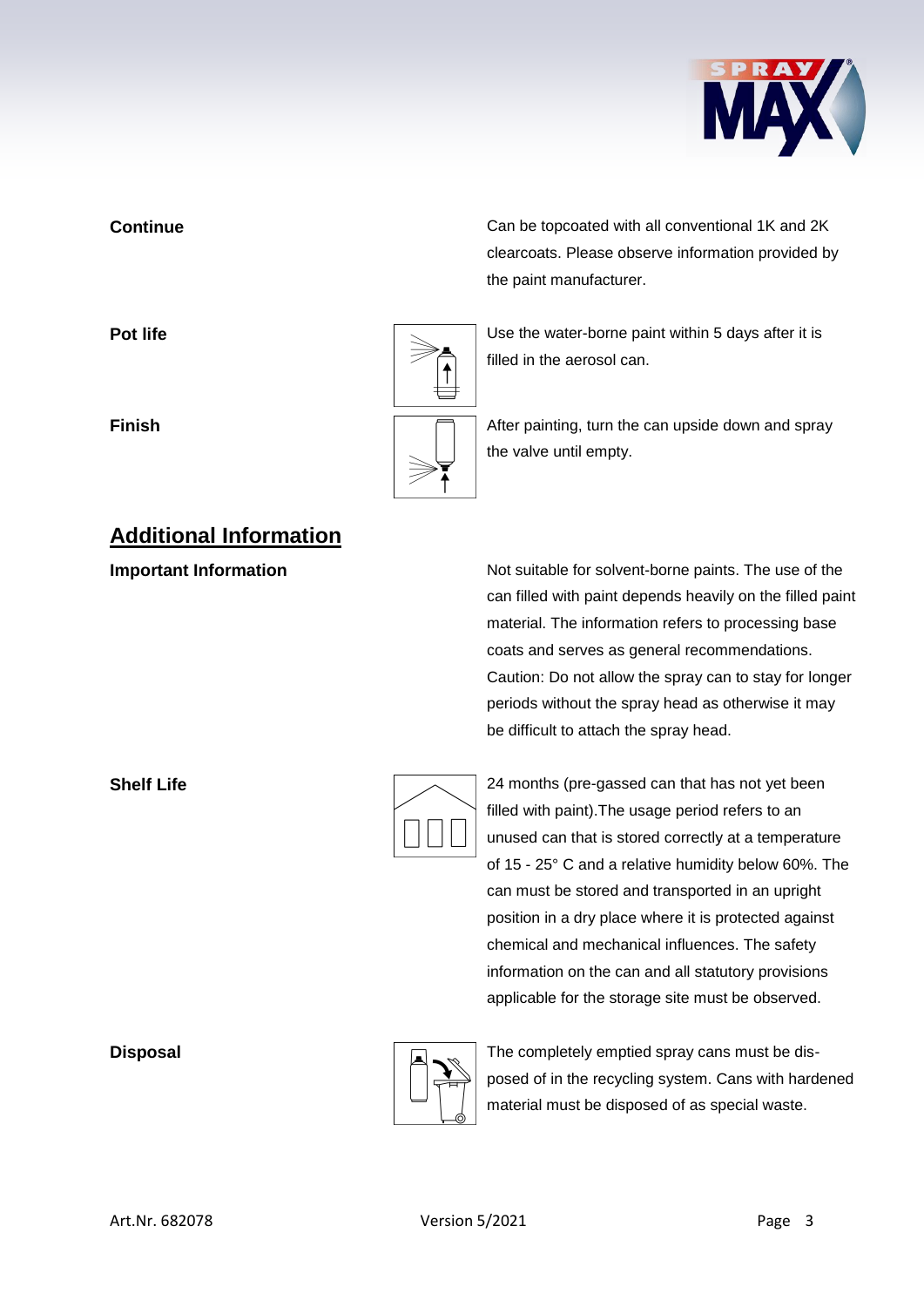**Continue**

Can be topcoated with all conventional 1K and 2K clearcoats. Please observe information provided by the paint manufacturer.

**Pot life**

Use the water-borne paint within 5 days after it is filled in the aerosol can.

**Finish**

After painting, turn the can upside down and spray the valve until empty.

## Additional Information

**Important Information**

Not suitable for solvent-borne paints. The use of the can filled with paint depends heavily on the filled paint material. The information refers to processing base coats and serves as general recommendations. Caution: Do not allow the spray can to stay for longer periods without the spray head as otherwise it may be difficult to attach the spray head.

**Shelf Life**

24 months (pre-gassed can that has not yet been filled with paint).The usage period refers to an unused can that is stored correctly at a temperature of 15 - 25° C and a relative humidity below 60%. The can must be stored and transported in an upright position in a dry place where it is protected against chemical and mechanical influences. The safety information on the can and all statutory provisions applicable for the storage site must be observed.

**Disposal**

The completely emptied spray cans must be disposed of in the recycling system. Cans with hardened material must be disposed of as special waste.

Art.Nr. 682078 Version 5/2021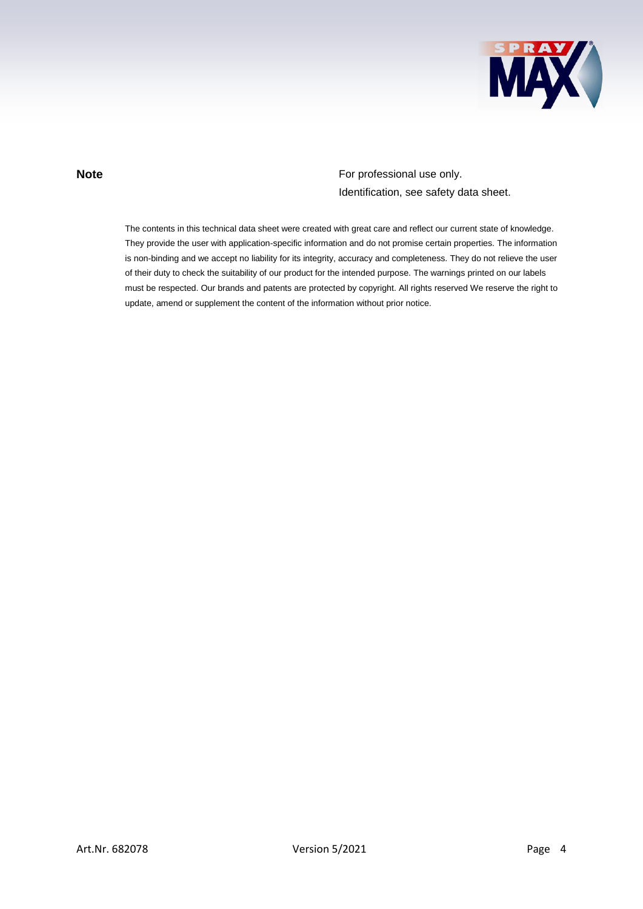**Note**

For professional use only.
Identification, see safety data sheet.

The contents in this technical data sheet were created with great care and reflect our current state of knowledge. They provide the user with application-specific information and do not promise certain properties. The information is non-binding and we accept no liability for its integrity, accuracy and completeness. They do not relieve the user of their duty to check the suitability of our product for the intended purpose. The warnings printed on our labels must be respected. Our brands and patents are protected by copyright. All rights reserved We reserve the right to update, amend or supplement the content of the information without prior notice.